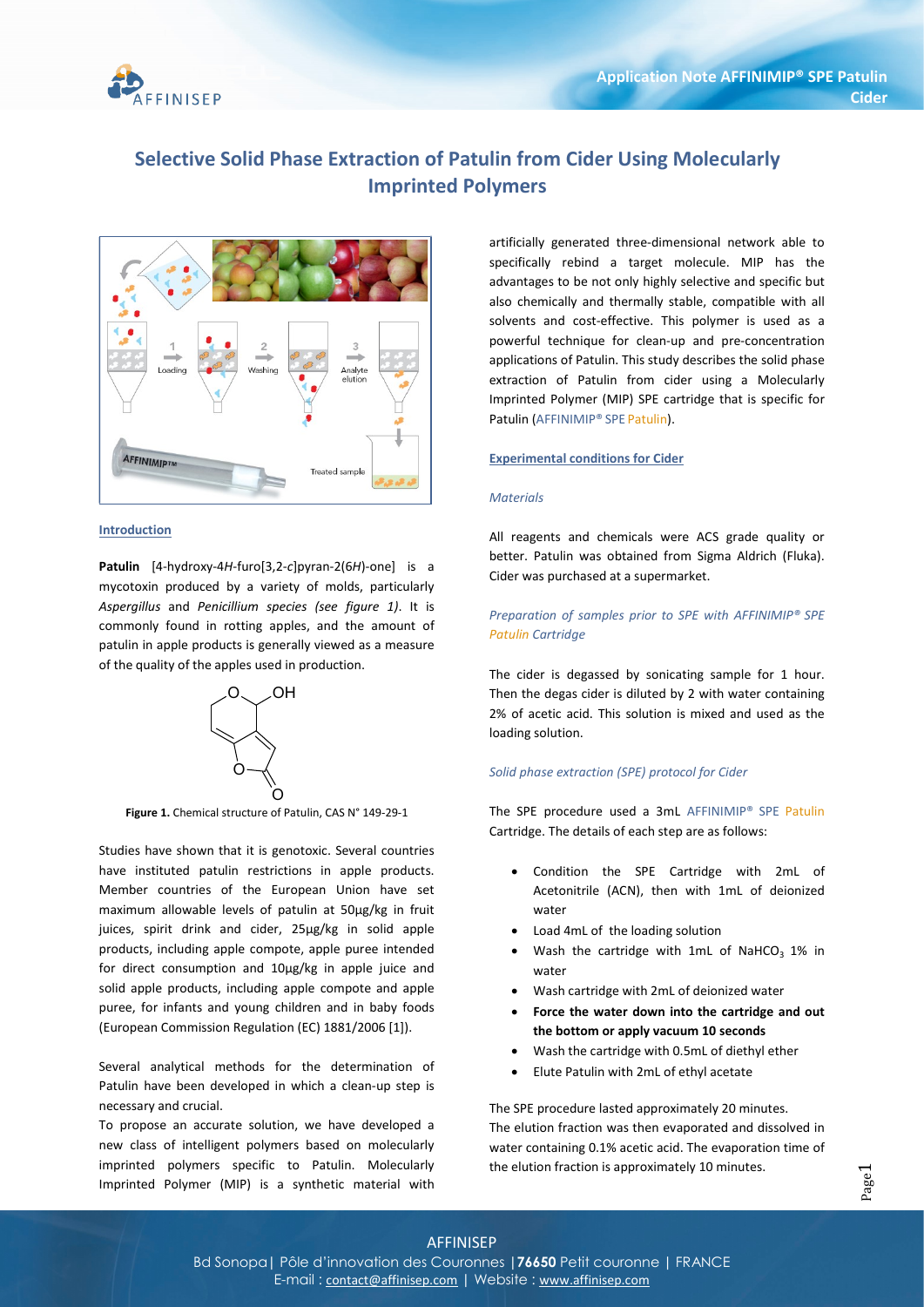# Selective Solid Phase Extraction of Patulin from Cider Using Molecularly Imprinted Polymers

## Introduction

**Patulin** [4-hydroxy-4*H*-furo[3,2-c]pyran-2(6*H*)-one] is a mycotoxin produced by a variety of molds, particularly *Aspergillus* and *Penicillium species (see figure 1)*. It is commonly found in rotting apples, and the amount of patulin in apple products is generally viewed as a measure of the quality of the apples used in production.

**Figure 1.** Chemical structure of Patulin, CAS N° 149-29-1

Studies have shown that it is genotoxic. Several countries have instituted patulin restrictions in apple products. Member countries of the European Union have set maximum allowable levels of patulin at 50µg/kg in fruit juices, spirit drink and cider, 25µg/kg in solid apple products, including apple compote, apple puree intended for direct consumption and 10µg/kg in apple juice and solid apple products, including apple compote and apple puree, for infants and young children and in baby foods (European Commission Regulation (EC) 1881/2006 [1]).

Several analytical methods for the determination of Patulin have been developed in which a clean-up step is necessary and crucial.

To propose an accurate solution, we have developed a new class of intelligent polymers based on molecularly imprinted polymers specific to Patulin. Molecularly Imprinted Polymer (MIP) is a synthetic material with artificially generated three-dimensional network able to specifically rebind a target molecule. MIP has the advantages to be not only highly selective and specific but also chemically and thermally stable, compatible with all solvents and cost-effective. This polymer is used as a powerful technique for clean-up and pre-concentration applications of Patulin. This study describes the solid phase extraction of Patulin from cider using a Molecularly Imprinted Polymer (MIP) SPE cartridge that is specific for Patulin (AFFINIMIP® SPE Patulin).

## Experimental conditions for Cider

### *Materials*

All reagents and chemicals were ACS grade quality or better. Patulin was obtained from Sigma Aldrich (Fluka). Cider was purchased at a supermarket.

### *Preparation of samples prior to SPE with AFFINIMIP® SPE Patulin Cartridge*

The cider is degassed by sonicating sample for 1 hour. Then the degas cider is diluted by 2 with water containing 2% of acetic acid. This solution is mixed and used as the loading solution.

### *Solid phase extraction (SPE) protocol for Cider*

The SPE procedure used a 3mL AFFINIMIP® SPE Patulin Cartridge. The details of each step are as follows:

- Condition the SPE Cartridge with 2mL of Acetonitrile (ACN), then with 1mL of deionized water
- Load 4mL of the loading solution
- Wash the cartridge with 1mL of $NaHCO_3$ 1% in water
- Wash cartridge with 2mL of deionized water
- **Force the water down into the cartridge and out the bottom or apply vacuum 10 seconds**
- Wash the cartridge with 0.5mL of diethyl ether
- Elute Patulin with 2mL of ethyl acetate

The SPE procedure lasted approximately 20 minutes.
The elution fraction was then evaporated and dissolved in water containing 0.1% acetic acid. The evaporation time of the elution fraction is approximately 10 minutes.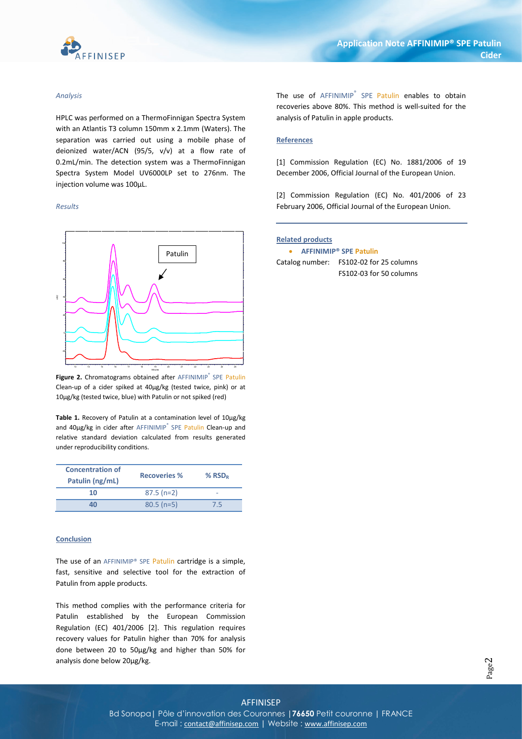*Analysis*

HPLC was performed on a ThermoFinnigan Spectra System with an Atlantis T3 column 150mm x 2.1mm (Waters). The separation was carried out using a mobile phase of deionized water/ACN (95/5, v/v) at a flow rate of 0.2mL/min. The detection system was a ThermoFinnigan Spectra System Model UV6000LP set to 276nm. The injection volume was 100µL.

*Results*

Patulin

**Figure 2.** Chromatograms obtained after AFFINIMIP® SPE Patulin Clean-up of a cider spiked at 40µg/kg (tested twice, pink) or at 10µg/kg (tested twice, blue) with Patulin or not spiked (red)

**Table 1.** Recovery of Patulin at a contamination level of 10µg/kg and 40µg/kg in cider after AFFINIMIP® SPE Patulin Clean-up and relative standard deviation calculated from results generated under reproducibility conditions.

| Concentration of Patulin (ng/mL) | Recoveries % | % $RSD_R$ |
|---|---|---|
| 10 | 87.5 (n=2) | - |
| 40 | 80.5 (n=5) | 7.5 |

**Conclusion**

The use of an AFFINIMIP® SPE Patulin cartridge is a simple, fast, sensitive and selective tool for the extraction of Patulin from apple products.

This method complies with the performance criteria for Patulin established by the European Commission Regulation (EC) 401/2006 [2]. This regulation requires recovery values for Patulin higher than 70% for analysis done between 20 to 50µg/kg and higher than 50% for analysis done below 20µg/kg.

The use of AFFINIMIP® SPE Patulin enables to obtain recoveries above 80%. This method is well-suited for the analysis of Patulin in apple products.

**References**

[1] Commission Regulation (EC) No. 1881/2006 of 19 December 2006, Official Journal of the European Union.

[2] Commission Regulation (EC) No. 401/2006 of 23 February 2006, Official Journal of the European Union.

**Related products**

- **AFFINIMIP® SPE Patulin**

Catalog number: FS102-02 for 25 columns
FS102-03 for 50 columns